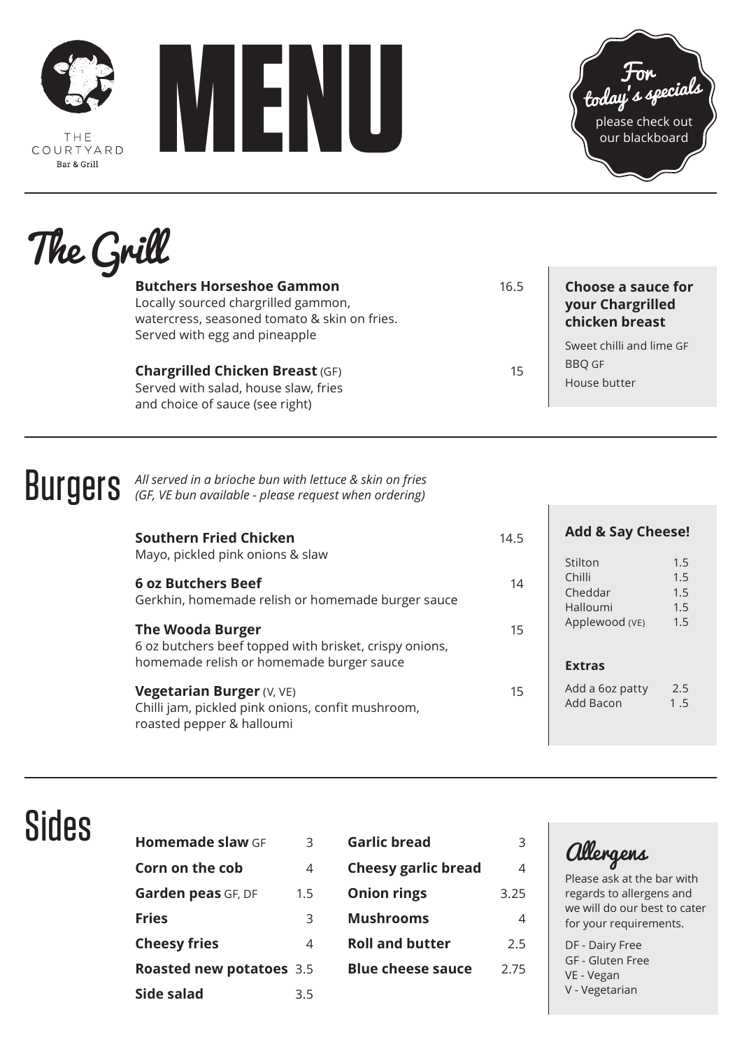THE COURTYARD
Bar & Grill

# MENU

**For today's specials** please check out our blackboard

## The Grill

**Butchers Horseshoe Gammon** 16.5
Locally sourced chargrilled gammon, watercress, seasoned tomato & skin on fries. Served with egg and pineapple

**Chargrilled Chicken Breast** (GF) 15
Served with salad, house slaw, fries and choice of sauce (see right)

**Choose a sauce for your Chargrilled chicken breast**

- Sweet chilli and lime GF
- BBQ GF
- House butter

## Burgers

*All served in a brioche bun with lettuce & skin on fries*
*(GF, VE bun available - please request when ordering)*

**Southern Fried Chicken** 14.5
Mayo, pickled pink onions & slaw

**6 oz Butchers Beef** 14
Gerkhin, homemade relish or homemade burger sauce

**The Wooda Burger** 15
6 oz butchers beef topped with brisket, crispy onions, homemade relish or homemade burger sauce

**Vegetarian Burger** (V, VE) 15
Chilli jam, pickled pink onions, confit mushroom, roasted pepper & halloumi

**Add & Say Cheese!**

| | |
|---|---|
| Stilton | 1.5 |
| Chilli | 1.5 |
| Cheddar | 1.5 |
| Halloumi | 1.5 |
| Applewood (VE) | 1.5 |

**Extras**

| | |
|---|---|
| Add a 6oz patty | 2.5 |
| Add Bacon | 1 .5 |

## Sides

| | |
|---|---|
| **Homemade slaw** GF | 3 |
| **Corn on the cob** | 4 |
| **Garden peas** GF, DF | 1.5 |
| **Fries** | 3 |
| **Cheesy fries** | 4 |
| **Roasted new potatoes** | 3.5 |
| **Side salad** | 3.5 |
| **Garlic bread** | 3 |
| **Cheesy garlic bread** | 4 |
| **Onion rings** | 3.25 |
| **Mushrooms** | 4 |
| **Roll and butter** | 2.5 |
| **Blue cheese sauce** | 2.75 |

**Allergens**

Please ask at the bar with regards to allergens and we will do our best to cater for your requirements.

- DF - Dairy Free
- GF - Gluten Free
- VE - Vegan
- V - Vegetarian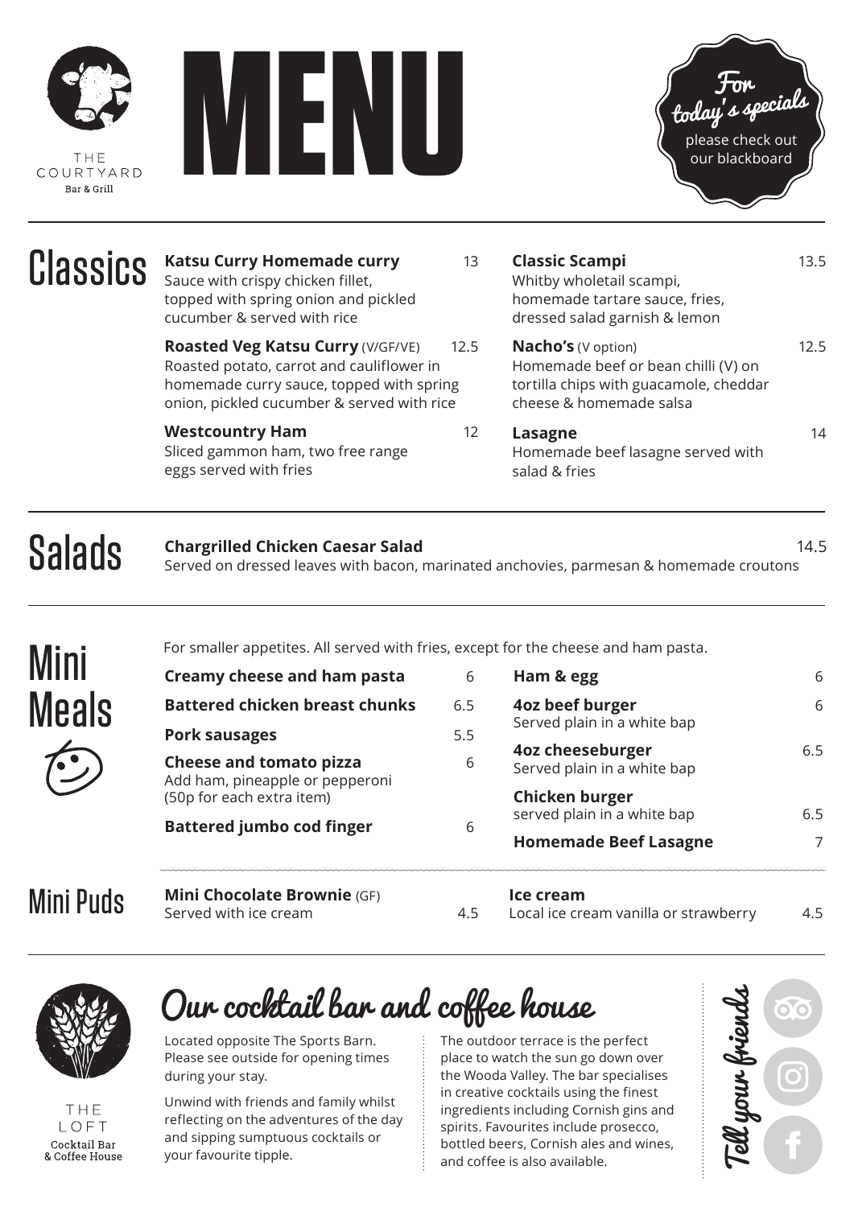THE COURTYARD
Bar & Grill

# MENU

**For today's specials** please check out our blackboard

## Classics

**Katsu Curry Homemade curry** 13
Sauce with crispy chicken fillet, topped with spring onion and pickled cucumber & served with rice

**Roasted Veg Katsu Curry** (V/GF/VE) 12.5
Roasted potato, carrot and cauliflower in homemade curry sauce, topped with spring onion, pickled cucumber & served with rice

**Westcountry Ham** 12
Sliced gammon ham, two free range eggs served with fries

**Classic Scampi** 13.5
Whitby wholetail scampi, homemade tartare sauce, fries, dressed salad garnish & lemon

**Nacho's** (V option) 12.5
Homemade beef or bean chilli (V) on tortilla chips with guacamole, cheddar cheese & homemade salsa

**Lasagne** 14
Homemade beef lasagne served with salad & fries

## Salads

**Chargrilled Chicken Caesar Salad** 14.5
Served on dressed leaves with bacon, marinated anchovies, parmesan & homemade croutons

## Mini Meals

For smaller appetites. All served with fries, except for the cheese and ham pasta.

**Creamy cheese and ham pasta** 6

**Battered chicken breast chunks** 6.5

**Pork sausages** 5.5

**Cheese and tomato pizza** 6
Add ham, pineapple or pepperoni (50p for each extra item)

**Battered jumbo cod finger** 6

**Ham & egg** 6

**4oz beef burger** 6
Served plain in a white bap

**4oz cheeseburger** 6.5
Served plain in a white bap

**Chicken burger** 6.5
served plain in a white bap

**Homemade Beef Lasagne** 7

## Mini Puds

**Mini Chocolate Brownie** (GF) 4.5
Served with ice cream

**Ice cream** 4.5
Local ice cream vanilla or strawberry

THE LOFT
Cocktail Bar & Coffee House

## Our cocktail bar and coffee house

Located opposite The Sports Barn. Please see outside for opening times during your stay.

Unwind with friends and family whilst reflecting on the adventures of the day and sipping sumptuous cocktails or your favourite tipple.

The outdoor terrace is the perfect place to watch the sun go down over the Wooda Valley. The bar specialises in creative cocktails using the finest ingredients including Cornish gins and spirits. Favourites include prosecco, bottled beers, Cornish ales and wines, and coffee is also available.

Tell your friends